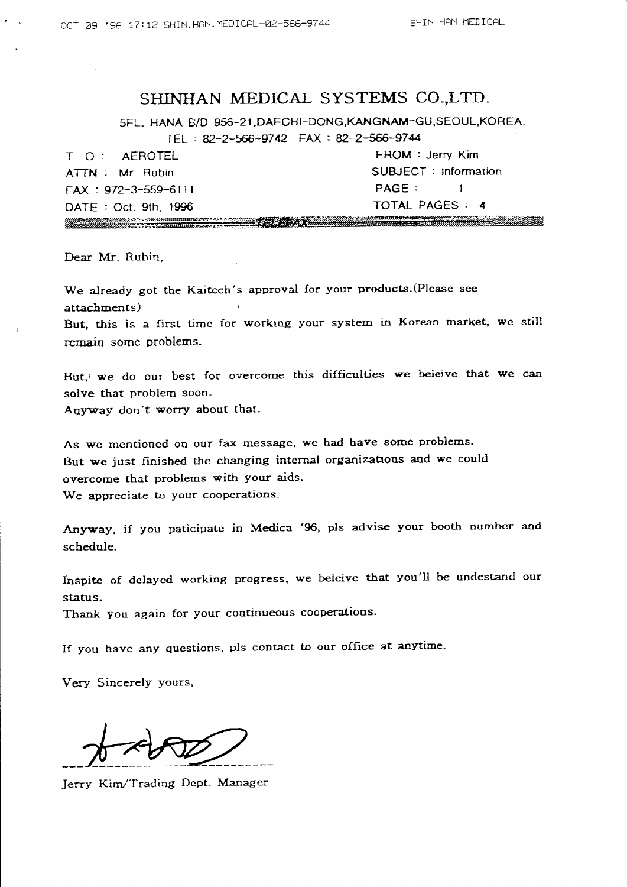# SHINHAN MEDICAL SYSTEMS CO.,LTD.

5FL. HANA B/D 956-21,DAECHI-DONG,KANGNAM-GU,SEOUL,KOREA.

TEL : 82-2-566-9742 FAX : 82-2-566-9744

| | |
|---|---|
| T O : AEROTEL | FROM : Jerry Kim |
| ATTN : Mr. Rubin | SUBJECT : Information |
| FAX : 972-3-559-6111 | PAGE : 1 |
| DATE : Oct. 9th, 1996 | TOTAL PAGES : 4 |

Dear Mr. Rubin,

We already got the Kaitech's approval for your products.(Please see attachments)
But, this is a first time for working your system in Korean market, we still remain some problems.

But, we do our best for overcome this difficulties we beleive that we can solve that problem soon.
Anyway don't worry about that.

As we mentioned on our fax message, we had have some problems.
But we just finished the changing internal organizations and we could overcome that problems with your aids.
We appreciate to your cooperations.

Anyway, if you paticipate in Medica '96, pls advise your booth number and schedule.

Inspite of delayed working progress, we beleive that you'll be undestand our status.
Thank you again for your continueous cooperations.

If you have any questions, pls contact to our office at anytime.

Very Sincerely yours,

Jerry Kim/Trading Dept. Manager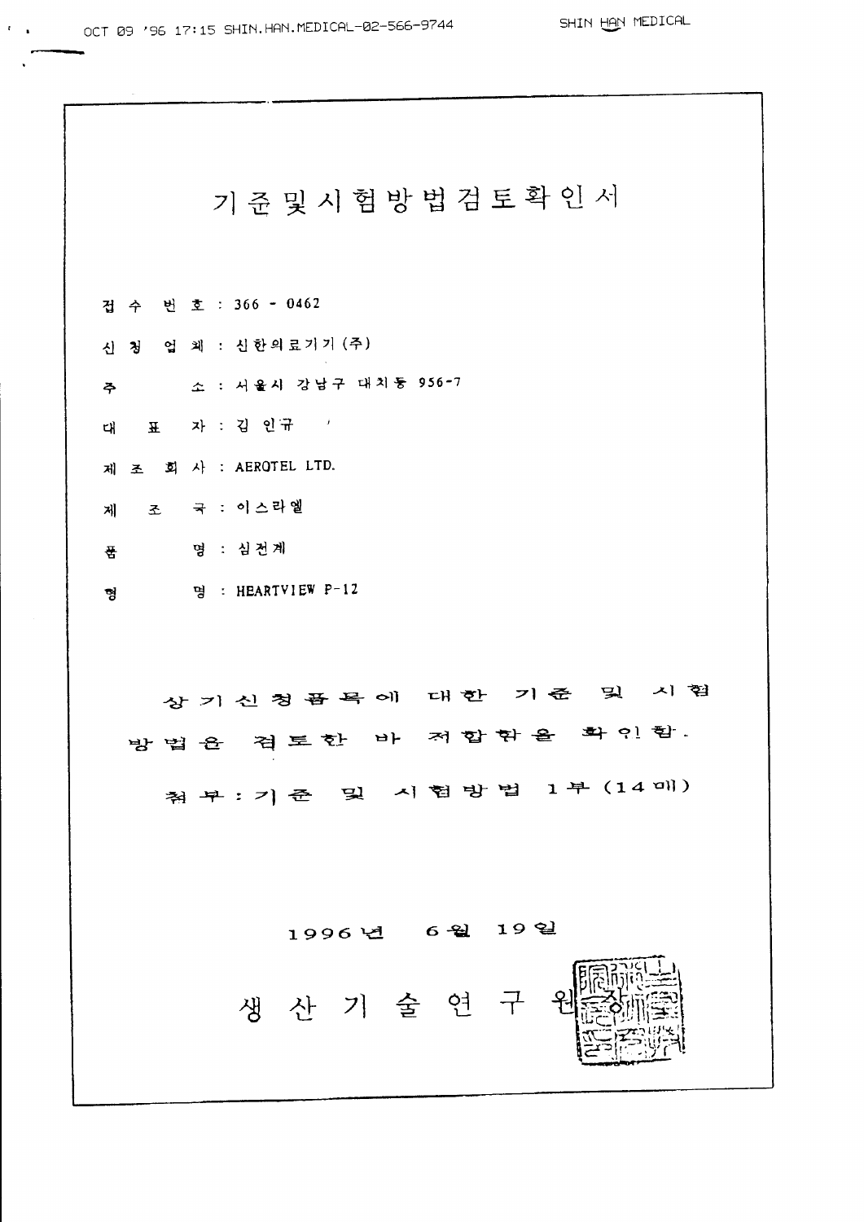# 기준및시험방법검토확인서

접 수 번 호 : 366 - 0462

신 청 업 체 : 신한의료기기(주)

주 소 : 서울시 강남구 대치동 956-7

대 표 자 : 김 인규

제 조 회 사 : AEROTEL LTD.

제 조 국 : 이스라엘

품 명 : 심전계

형 명 : HEARTVIEW P-12

상기신청품목에 대한 기준 및 시험방법은 검토한 바 적합함을 확인함.

첨부 : 기준 및 시험방법 1부 (14매)

1996년 6월 19일

생 산 기 술 연 구 원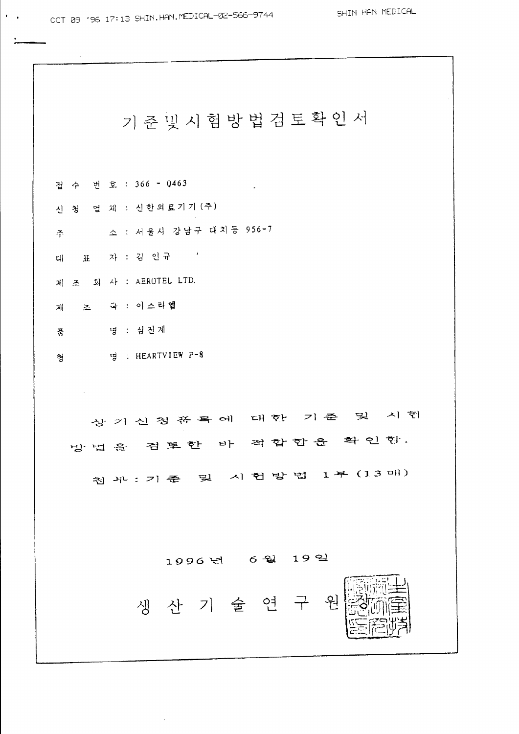# 기준및시험방법검토확인서

접 수 번 호 : 366 - 0463

신 청 업 체 : 신한의료기기(주)

주 소 : 서울시 강남구 대치동 956-7

대 표 자 : 김 인규

제 조 회 사 : AEROTEL LTD.

제 조 국 : 이스라엘

품 명 : 심전계

형 명 : HEARTVIEW P-8

상기신청품목에 대한 기준 및 시험방법을 검토한 바 적합함을 확인함.

첨부 : 기준 및 시험방법 1부 (13매)

1996년 6월 19일

생 산 기 술 연 구 원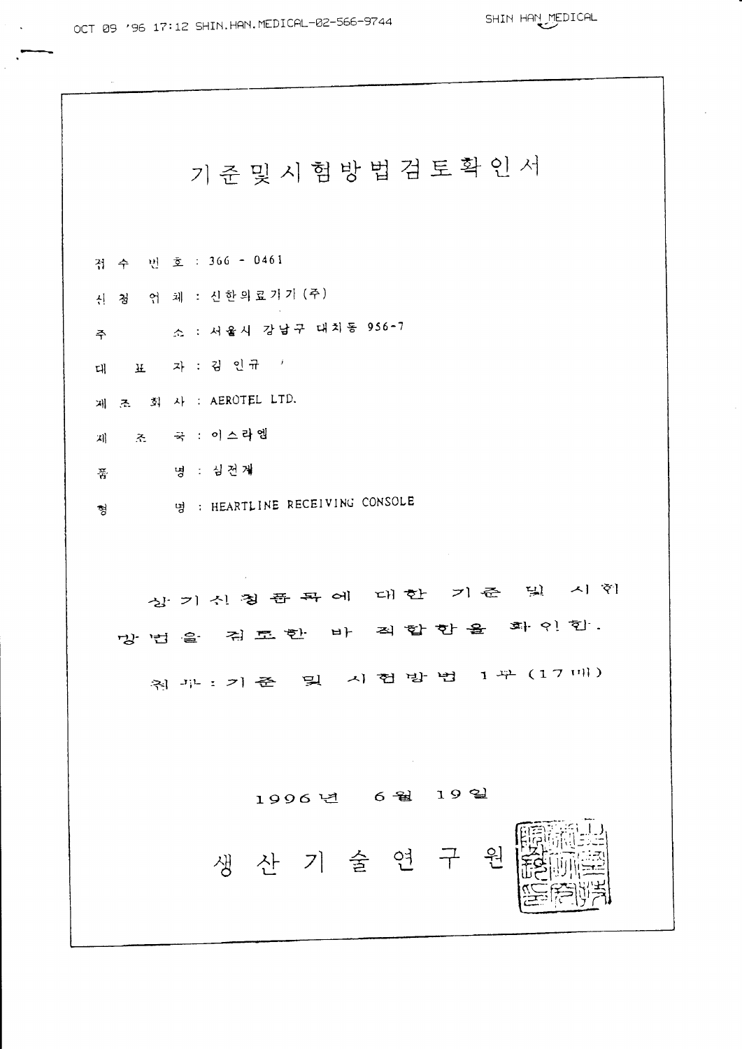# 기준및시험방법검토확인서

접 수 번 호 : 366 - 0461

신 청 업 체 : 신한의료기기(주)

주 소 : 서울시 강남구 대치동 956-7

대 표 자 : 김 인규

제 조 회 사 : AEROTEL LTD.

제 조 국 : 이스라엘

품 명 : 심전계

형 명 : HEARTLINE RECEIVING CONSOLE

상기신청품목에 대한 기준 및 시험 방법을 검토한 바 적합함을 확인함.

첨부 : 기준 및 시험방법 1부 (17매)

1996년 6월 19일

생 산 기 술 연 구 원